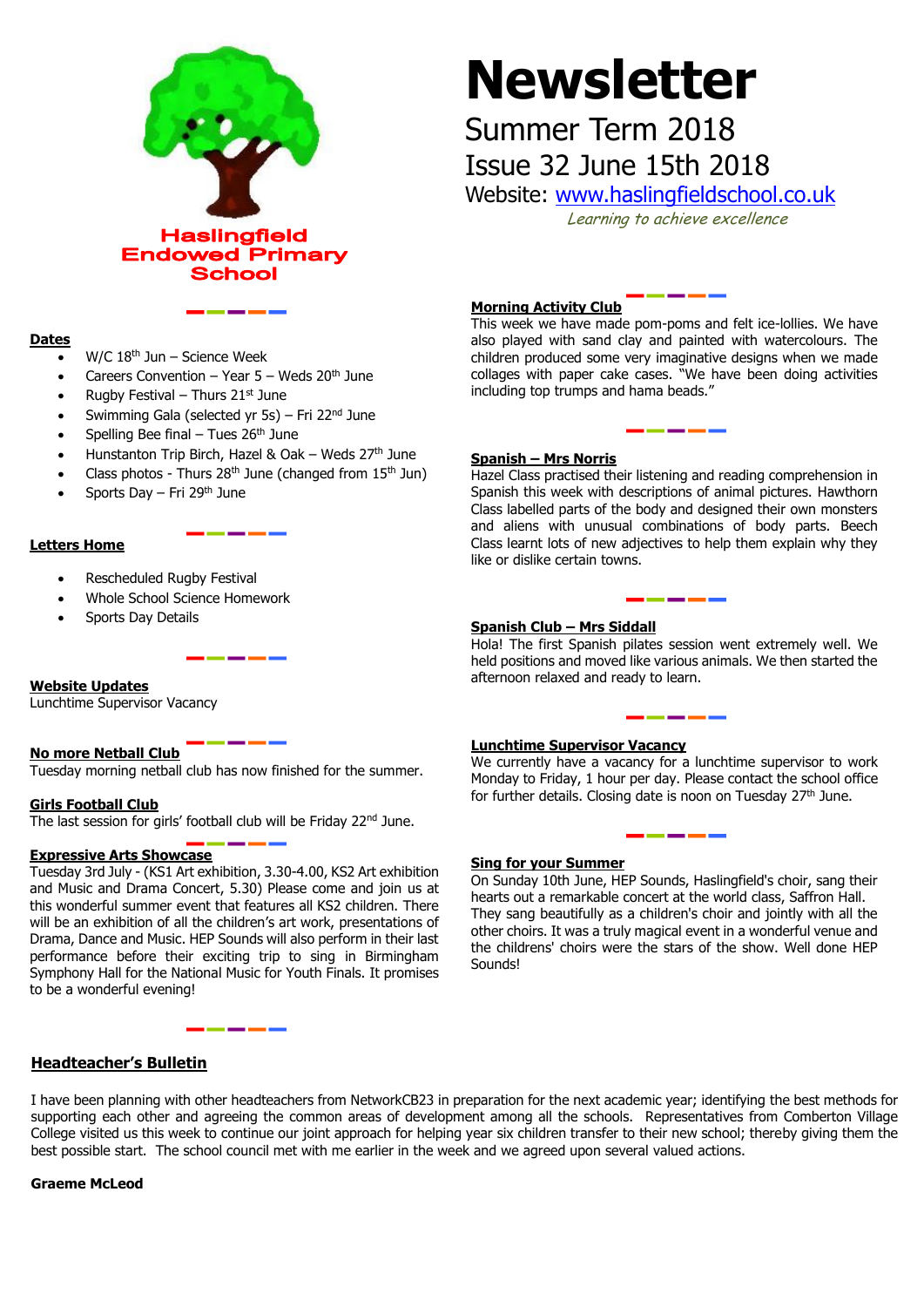**Haslingfield Endowed Primary School**

# Newsletter

## Summer Term 2018

## Issue 32 June 15th 2018

Website: www.haslingfieldschool.co.uk

*Learning to achieve excellence*

### Dates

- W/C 18th Jun – Science Week
- Careers Convention – Year 5 – Weds 20th June
- Rugby Festival – Thurs 21st June
- Swimming Gala (selected yr 5s) – Fri 22nd June
- Spelling Bee final – Tues 26th June
- Hunstanton Trip Birch, Hazel & Oak – Weds 27th June
- Class photos - Thurs 28th June (changed from 15th Jun)
- Sports Day – Fri 29th June

### Letters Home

- Rescheduled Rugby Festival
- Whole School Science Homework
- Sports Day Details

### Website Updates

Lunchtime Supervisor Vacancy

### No more Netball Club

Tuesday morning netball club has now finished for the summer.

### Girls Football Club

The last session for girls' football club will be Friday 22nd June.

### Expressive Arts Showcase

Tuesday 3rd July - (KS1 Art exhibition, 3.30-4.00, KS2 Art exhibition and Music and Drama Concert, 5.30) Please come and join us at this wonderful summer event that features all KS2 children. There will be an exhibition of all the children's art work, presentations of Drama, Dance and Music. HEP Sounds will also perform in their last performance before their exciting trip to sing in Birmingham Symphony Hall for the National Music for Youth Finals. It promises to be a wonderful evening!

### Morning Activity Club

This week we have made pom-poms and felt ice-lollies. We have also played with sand clay and painted with watercolours. The children produced some very imaginative designs when we made collages with paper cake cases. "We have been doing activities including top trumps and hama beads."

### Spanish – Mrs Norris

Hazel Class practised their listening and reading comprehension in Spanish this week with descriptions of animal pictures. Hawthorn Class labelled parts of the body and designed their own monsters and aliens with unusual combinations of body parts. Beech Class learnt lots of new adjectives to help them explain why they like or dislike certain towns.

### Spanish Club – Mrs Siddall

Hola! The first Spanish pilates session went extremely well. We held positions and moved like various animals. We then started the afternoon relaxed and ready to learn.

### Lunchtime Supervisor Vacancy

We currently have a vacancy for a lunchtime supervisor to work Monday to Friday, 1 hour per day. Please contact the school office for further details. Closing date is noon on Tuesday 27th June.

### Sing for your Summer

On Sunday 10th June, HEP Sounds, Haslingfield's choir, sang their hearts out a remarkable concert at the world class, Saffron Hall. They sang beautifully as a children's choir and jointly with all the other choirs. It was a truly magical event in a wonderful venue and the childrens' choirs were the stars of the show. Well done HEP Sounds!

### Headteacher's Bulletin

I have been planning with other headteachers from NetworkCB23 in preparation for the next academic year; identifying the best methods for supporting each other and agreeing the common areas of development among all the schools. Representatives from Comberton Village College visited us this week to continue our joint approach for helping year six children transfer to their new school; thereby giving them the best possible start. The school council met with me earlier in the week and we agreed upon several valued actions.

**Graeme McLeod**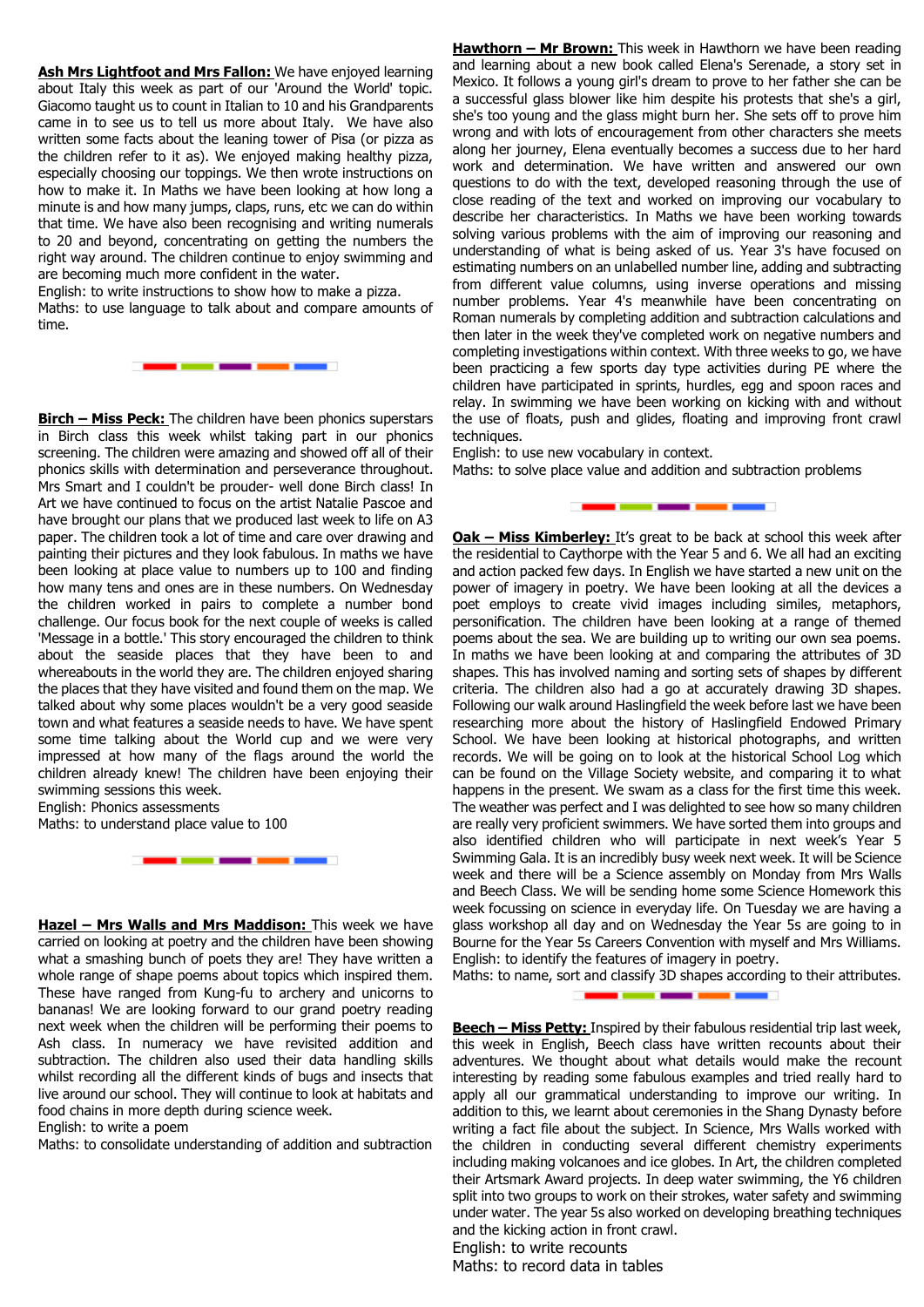**Ash Mrs Lightfoot and Mrs Fallon:** We have enjoyed learning about Italy this week as part of our 'Around the World' topic. Giacomo taught us to count in Italian to 10 and his Grandparents came in to see us to tell us more about Italy. We have also written some facts about the leaning tower of Pisa (or pizza as the children refer to it as). We enjoyed making healthy pizza, especially choosing our toppings. We then wrote instructions on how to make it. In Maths we have been looking at how long a minute is and how many jumps, claps, runs, etc we can do within that time. We have also been recognising and writing numerals to 20 and beyond, concentrating on getting the numbers the right way around. The children continue to enjoy swimming and are becoming much more confident in the water.
English: to write instructions to show how to make a pizza.
Maths: to use language to talk about and compare amounts of time.

**Birch – Miss Peck:** The children have been phonics superstars in Birch class this week whilst taking part in our phonics screening. The children were amazing and showed off all of their phonics skills with determination and perseverance throughout. Mrs Smart and I couldn't be prouder- well done Birch class! In Art we have continued to focus on the artist Natalie Pascoe and have brought our plans that we produced last week to life on A3 paper. The children took a lot of time and care over drawing and painting their pictures and they look fabulous. In maths we have been looking at place value to numbers up to 100 and finding how many tens and ones are in these numbers. On Wednesday the children worked in pairs to complete a number bond challenge. Our focus book for the next couple of weeks is called 'Message in a bottle.' This story encouraged the children to think about the seaside places that they have been to and whereabouts in the world they are. The children enjoyed sharing the places that they have visited and found them on the map. We talked about why some places wouldn't be a very good seaside town and what features a seaside needs to have. We have spent some time talking about the World cup and we were very impressed at how many of the flags around the world the children already knew! The children have been enjoying their swimming sessions this week.
English: Phonics assessments
Maths: to understand place value to 100

**Hazel – Mrs Walls and Mrs Maddison:** This week we have carried on looking at poetry and the children have been showing what a smashing bunch of poets they are! They have written a whole range of shape poems about topics which inspired them. These have ranged from Kung-fu to archery and unicorns to bananas! We are looking forward to our grand poetry reading next week when the children will be performing their poems to Ash class. In numeracy we have revisited addition and subtraction. The children also used their data handling skills whilst recording all the different kinds of bugs and insects that live around our school. They will continue to look at habitats and food chains in more depth during science week.
English: to write a poem
Maths: to consolidate understanding of addition and subtraction

**Hawthorn – Mr Brown:** This week in Hawthorn we have been reading and learning about a new book called Elena's Serenade, a story set in Mexico. It follows a young girl's dream to prove to her father she can be a successful glass blower like him despite his protests that she's a girl, she's too young and the glass might burn her. She sets off to prove him wrong and with lots of encouragement from other characters she meets along her journey, Elena eventually becomes a success due to her hard work and determination. We have written and answered our own questions to do with the text, developed reasoning through the use of close reading of the text and worked on improving our vocabulary to describe her characteristics. In Maths we have been working towards solving various problems with the aim of improving our reasoning and understanding of what is being asked of us. Year 3's have focused on estimating numbers on an unlabelled number line, adding and subtracting from different value columns, using inverse operations and missing number problems. Year 4's meanwhile have been concentrating on Roman numerals by completing addition and subtraction calculations and then later in the week they've completed work on negative numbers and completing investigations within context. With three weeks to go, we have been practicing a few sports day type activities during PE where the children have participated in sprints, hurdles, egg and spoon races and relay. In swimming we have been working on kicking with and without the use of floats, push and glides, floating and improving front crawl techniques.
English: to use new vocabulary in context.
Maths: to solve place value and addition and subtraction problems

**Oak – Miss Kimberley:** It's great to be back at school this week after the residential to Caythorpe with the Year 5 and 6. We all had an exciting and action packed few days. In English we have started a new unit on the power of imagery in poetry. We have been looking at all the devices a poet employs to create vivid images including similes, metaphors, personification. The children have been looking at a range of themed poems about the sea. We are building up to writing our own sea poems. In maths we have been looking at and comparing the attributes of 3D shapes. This has involved naming and sorting sets of shapes by different criteria. The children also had a go at accurately drawing 3D shapes. Following our walk around Haslingfield the week before last we have been researching more about the history of Haslingfield Endowed Primary School. We have been looking at historical photographs, and written records. We will be going on to look at the historical School Log which can be found on the Village Society website, and comparing it to what happens in the present. We swam as a class for the first time this week. The weather was perfect and I was delighted to see how many children are really very proficient swimmers. We have sorted them into groups and also identified children who will participate in next week's Year 5 Swimming Gala. It is an incredibly busy week next week. It will be Science week and there will be a Science assembly on Monday from Mrs Walls and Beech Class. We will be sending home some Science Homework this week focussing on science in everyday life. On Tuesday we are having a glass workshop all day and on Wednesday the Year 5s are going to in Bourne for the Year 5s Careers Convention with myself and Mrs Williams.
English: to identify the features of imagery in poetry.
Maths: to name, sort and classify 3D shapes according to their attributes.

**Beech – Miss Petty:** Inspired by their fabulous residential trip last week, this week in English, Beech class have written recounts about their adventures. We thought about what details would make the recount interesting by reading some fabulous examples and tried really hard to apply all our grammatical understanding to improve our writing. In addition to this, we learnt about ceremonies in the Shang Dynasty before writing a fact file about the subject. In Science, Mrs Walls worked with the children in conducting several different chemistry experiments including making volcanoes and ice globes. In Art, the children completed their Artsmark Award projects. In deep water swimming, the Y6 children split into two groups to work on their strokes, water safety and swimming under water. The year 5s also worked on developing breathing techniques and the kicking action in front crawl.
English: to write recounts
Maths: to record data in tables